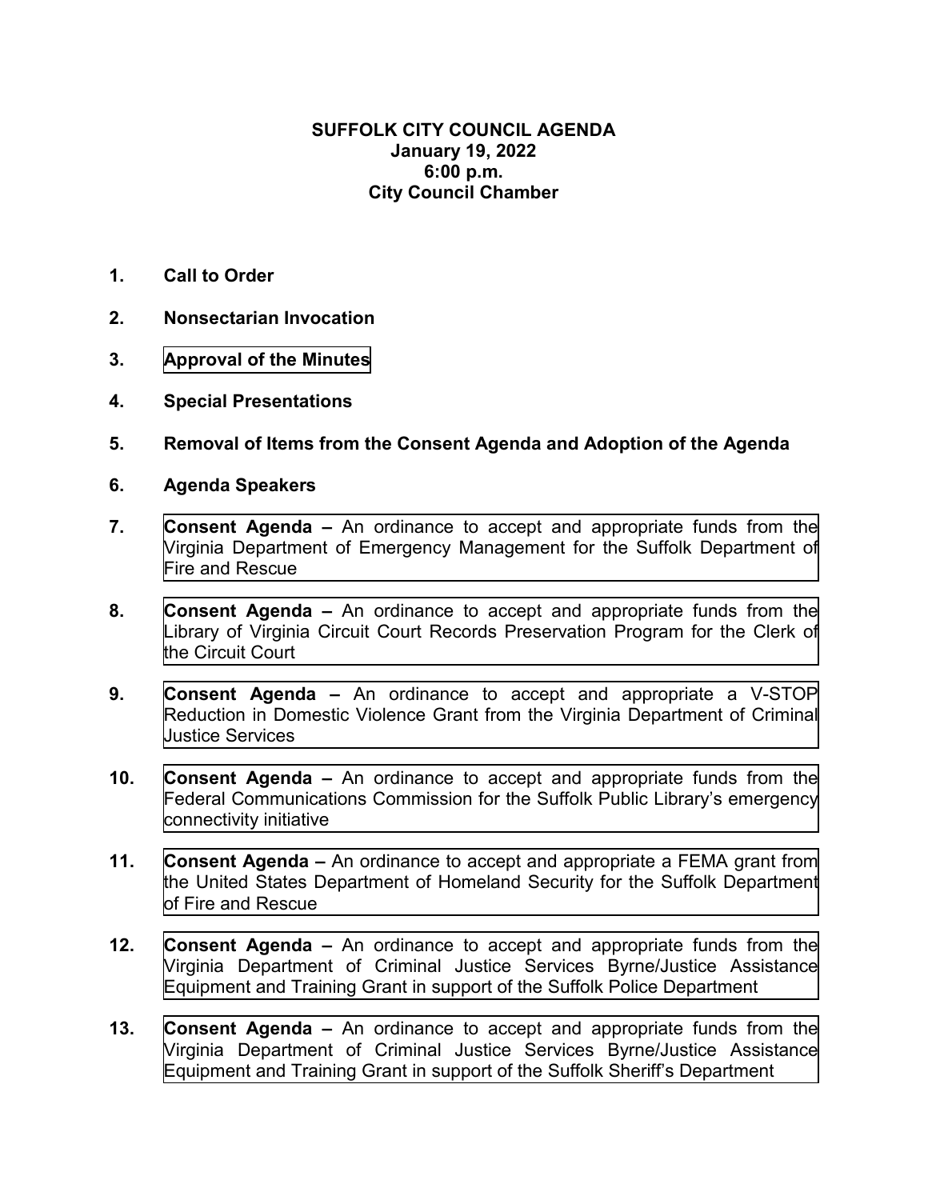# SUFFOLK CITY COUNCIL AGENDA
**January 19, 2022**
**6:00 p.m.**
**City Council Chamber**

1. **Call to Order**

2. **Nonsectarian Invocation**

3. **Approval of the Minutes**

4. **Special Presentations**

5. **Removal of Items from the Consent Agenda and Adoption of the Agenda**

6. **Agenda Speakers**

7. **Consent Agenda –** An ordinance to accept and appropriate funds from the Virginia Department of Emergency Management for the Suffolk Department of Fire and Rescue

8. **Consent Agenda –** An ordinance to accept and appropriate funds from the Library of Virginia Circuit Court Records Preservation Program for the Clerk of the Circuit Court

9. **Consent Agenda –** An ordinance to accept and appropriate a V-STOP Reduction in Domestic Violence Grant from the Virginia Department of Criminal Justice Services

10. **Consent Agenda –** An ordinance to accept and appropriate funds from the Federal Communications Commission for the Suffolk Public Library's emergency connectivity initiative

11. **Consent Agenda –** An ordinance to accept and appropriate a FEMA grant from the United States Department of Homeland Security for the Suffolk Department of Fire and Rescue

12. **Consent Agenda –** An ordinance to accept and appropriate funds from the Virginia Department of Criminal Justice Services Byrne/Justice Assistance Equipment and Training Grant in support of the Suffolk Police Department

13. **Consent Agenda –** An ordinance to accept and appropriate funds from the Virginia Department of Criminal Justice Services Byrne/Justice Assistance Equipment and Training Grant in support of the Suffolk Sheriff's Department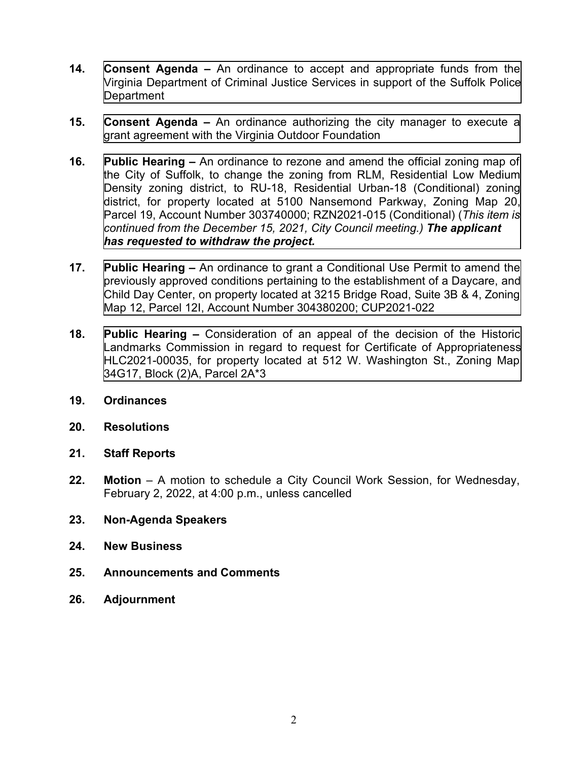14. **Consent Agenda –** An ordinance to accept and appropriate funds from the Virginia Department of Criminal Justice Services in support of the Suffolk Police Department

15. **Consent Agenda –** An ordinance authorizing the city manager to execute a grant agreement with the Virginia Outdoor Foundation

16. **Public Hearing –** An ordinance to rezone and amend the official zoning map of the City of Suffolk, to change the zoning from RLM, Residential Low Medium Density zoning district, to RU-18, Residential Urban-18 (Conditional) zoning district, for property located at 5100 Nansemond Parkway, Zoning Map 20, Parcel 19, Account Number 303740000; RZN2021-015 (Conditional) (*This item is continued from the December 15, 2021, City Council meeting.) **The applicant has requested to withdraw the project.***

17. **Public Hearing –** An ordinance to grant a Conditional Use Permit to amend the previously approved conditions pertaining to the establishment of a Daycare, and Child Day Center, on property located at 3215 Bridge Road, Suite 3B & 4, Zoning Map 12, Parcel 12I, Account Number 304380200; CUP2021-022

18. **Public Hearing –** Consideration of an appeal of the decision of the Historic Landmarks Commission in regard to request for Certificate of Appropriateness HLC2021-00035, for property located at 512 W. Washington St., Zoning Map 34G17, Block (2)A, Parcel 2A*3

19. **Ordinances**

20. **Resolutions**

21. **Staff Reports**

22. **Motion** – A motion to schedule a City Council Work Session, for Wednesday, February 2, 2022, at 4:00 p.m., unless cancelled

23. **Non-Agenda Speakers**

24. **New Business**

25. **Announcements and Comments**

26. **Adjournment**